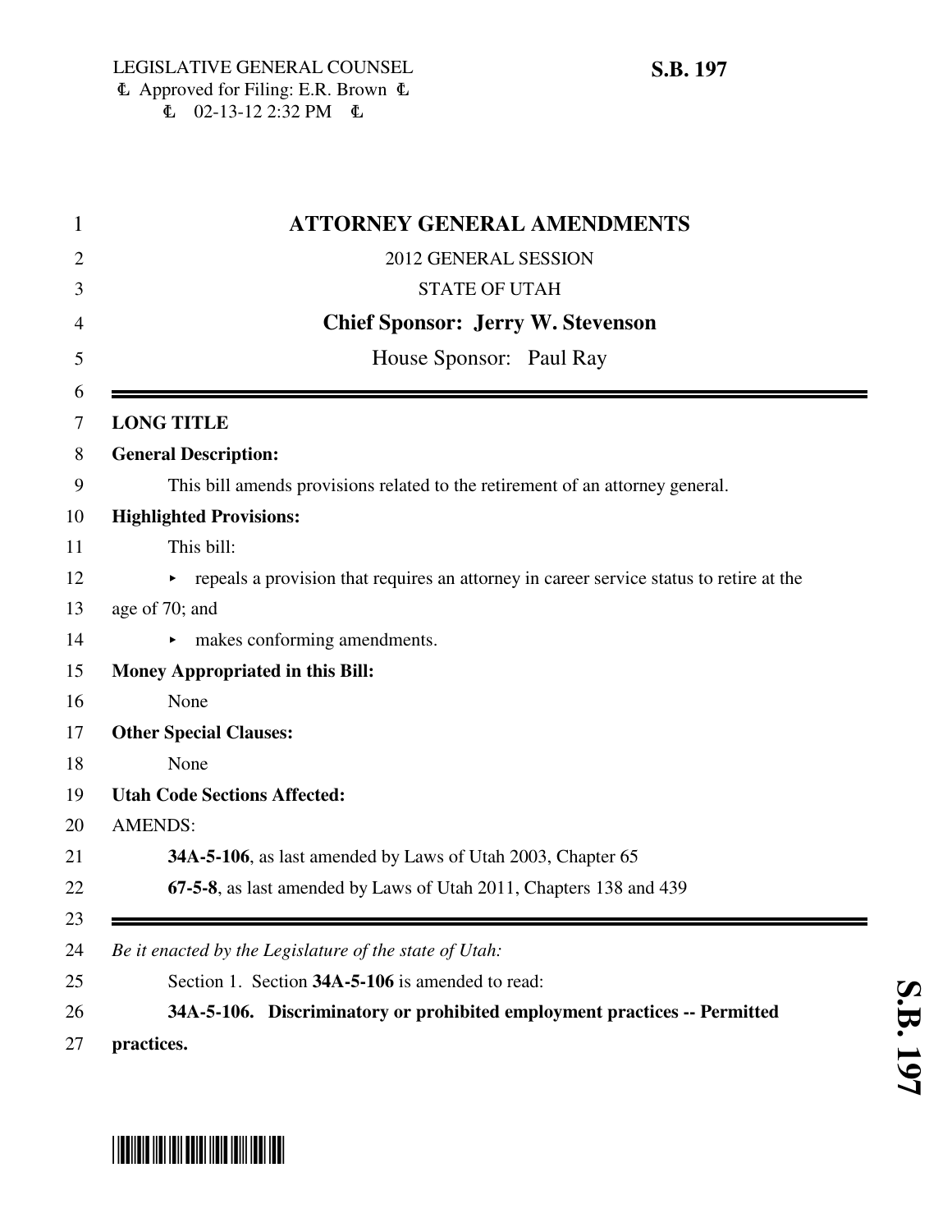LEGISLATIVE GENERAL COUNSEL
Approved for Filing: E.R. Brown
02-13-12 2:32 PM

**S.B. 197**

# ATTORNEY GENERAL AMENDMENTS

2012 GENERAL SESSION

STATE OF UTAH

**Chief Sponsor: Jerry W. Stevenson**

House Sponsor: Paul Ray

---

**LONG TITLE**

**General Description:**

This bill amends provisions related to the retirement of an attorney general.

**Highlighted Provisions:**

This bill:

- repeals a provision that requires an attorney in career service status to retire at the age of 70; and
- makes conforming amendments.

**Money Appropriated in this Bill:**

None

**Other Special Clauses:**

None

**Utah Code Sections Affected:**

AMENDS:

**34A-5-106**, as last amended by Laws of Utah 2003, Chapter 65

**67-5-8**, as last amended by Laws of Utah 2011, Chapters 138 and 439

---

*Be it enacted by the Legislature of the state of Utah:*

Section 1. Section **34A-5-106** is amended to read:

**34A-5-106. Discriminatory or prohibited employment practices -- Permitted practices.**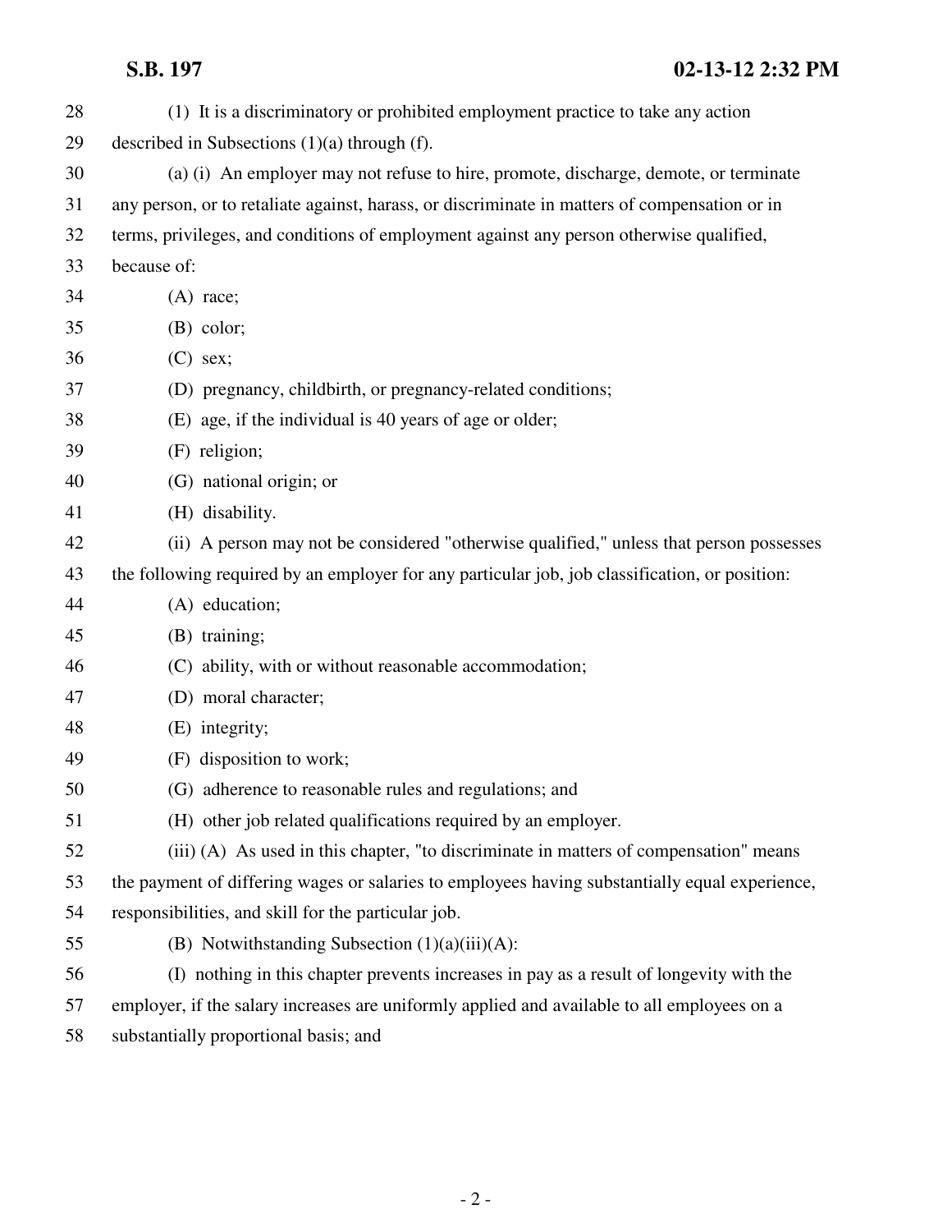(1) It is a discriminatory or prohibited employment practice to take any action described in Subsections (1)(a) through (f).

(a) (i) An employer may not refuse to hire, promote, discharge, demote, or terminate any person, or to retaliate against, harass, or discriminate in matters of compensation or in terms, privileges, and conditions of employment against any person otherwise qualified, because of:

(A) race;

(B) color;

(C) sex;

(D) pregnancy, childbirth, or pregnancy-related conditions;

(E) age, if the individual is 40 years of age or older;

(F) religion;

(G) national origin; or

(H) disability.

(ii) A person may not be considered "otherwise qualified," unless that person possesses the following required by an employer for any particular job, job classification, or position:

(A) education;

(B) training;

(C) ability, with or without reasonable accommodation;

(D) moral character;

(E) integrity;

(F) disposition to work;

(G) adherence to reasonable rules and regulations; and

(H) other job related qualifications required by an employer.

(iii) (A) As used in this chapter, "to discriminate in matters of compensation" means the payment of differing wages or salaries to employees having substantially equal experience, responsibilities, and skill for the particular job.

(B) Notwithstanding Subsection (1)(a)(iii)(A):

(I) nothing in this chapter prevents increases in pay as a result of longevity with the employer, if the salary increases are uniformly applied and available to all employees on a substantially proportional basis; and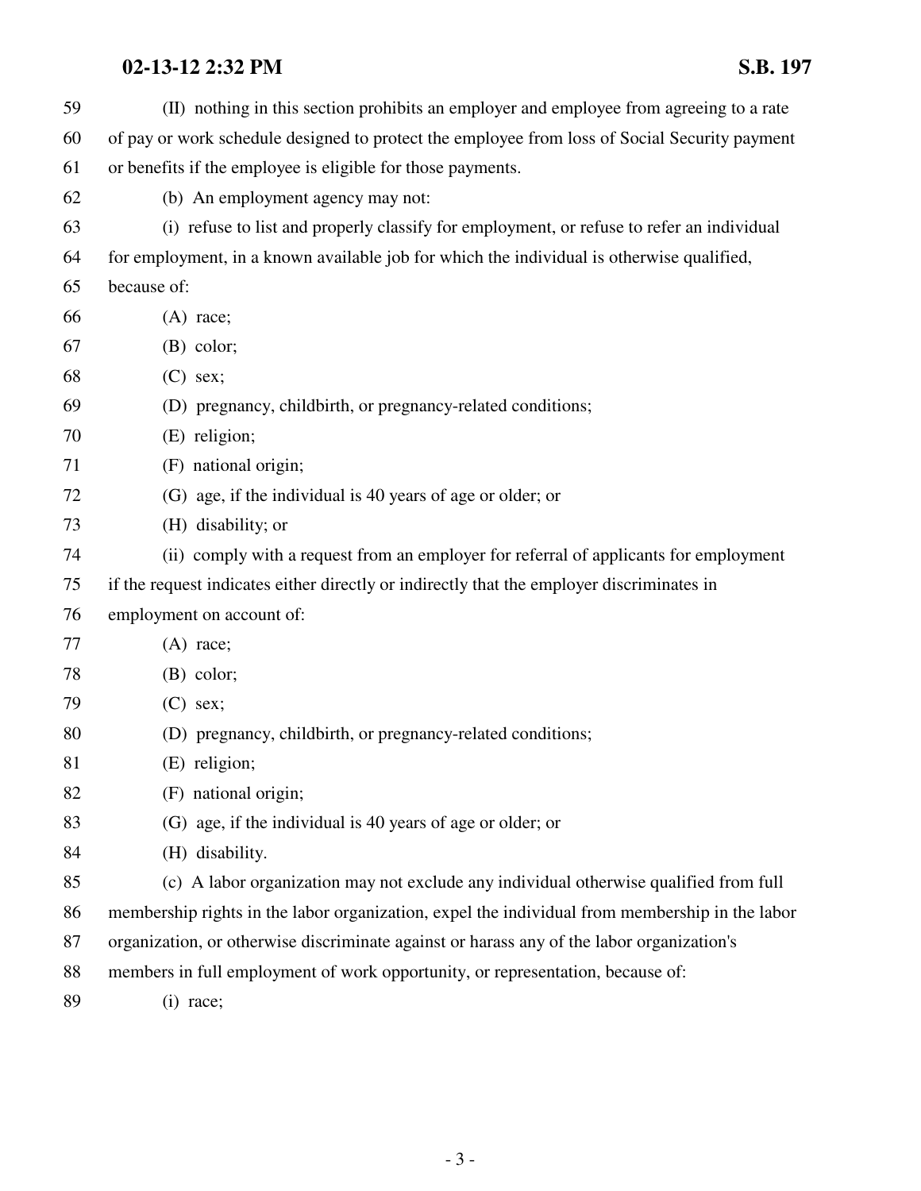(II) nothing in this section prohibits an employer and employee from agreeing to a rate of pay or work schedule designed to protect the employee from loss of Social Security payment or benefits if the employee is eligible for those payments.

(b) An employment agency may not:

(i) refuse to list and properly classify for employment, or refuse to refer an individual for employment, in a known available job for which the individual is otherwise qualified, because of:

(A) race;

(B) color;

(C) sex;

(D) pregnancy, childbirth, or pregnancy-related conditions;

(E) religion;

(F) national origin;

(G) age, if the individual is 40 years of age or older; or

(H) disability; or

(ii) comply with a request from an employer for referral of applicants for employment if the request indicates either directly or indirectly that the employer discriminates in employment on account of:

(A) race;

(B) color;

(C) sex;

(D) pregnancy, childbirth, or pregnancy-related conditions;

(E) religion;

(F) national origin;

(G) age, if the individual is 40 years of age or older; or

(H) disability.

(c) A labor organization may not exclude any individual otherwise qualified from full membership rights in the labor organization, expel the individual from membership in the labor organization, or otherwise discriminate against or harass any of the labor organization's members in full employment of work opportunity, or representation, because of:

(i) race;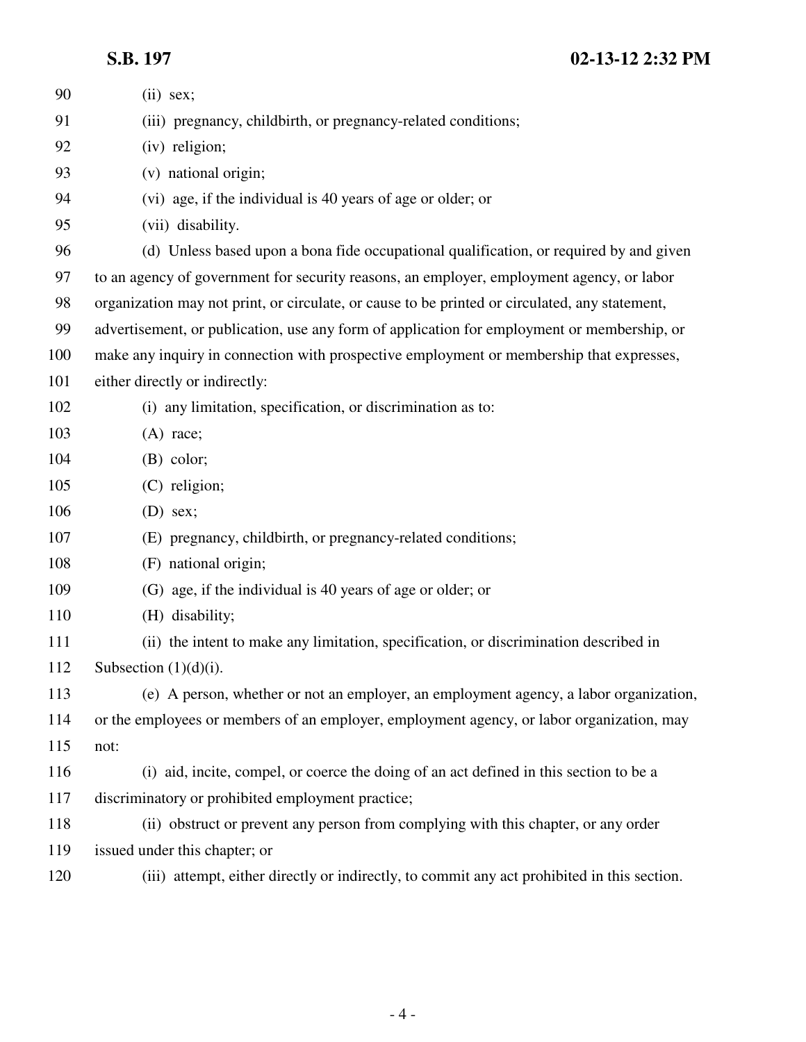(ii) sex;

(iii) pregnancy, childbirth, or pregnancy-related conditions;

(iv) religion;

(v) national origin;

(vi) age, if the individual is 40 years of age or older; or

(vii) disability.

(d) Unless based upon a bona fide occupational qualification, or required by and given to an agency of government for security reasons, an employer, employment agency, or labor organization may not print, or circulate, or cause to be printed or circulated, any statement, advertisement, or publication, use any form of application for employment or membership, or make any inquiry in connection with prospective employment or membership that expresses, either directly or indirectly:

(i) any limitation, specification, or discrimination as to:

(A) race;

(B) color;

(C) religion;

(D) sex;

(E) pregnancy, childbirth, or pregnancy-related conditions;

(F) national origin;

(G) age, if the individual is 40 years of age or older; or

(H) disability;

(ii) the intent to make any limitation, specification, or discrimination described in Subsection (1)(d)(i).

(e) A person, whether or not an employer, an employment agency, a labor organization, or the employees or members of an employer, employment agency, or labor organization, may not:

(i) aid, incite, compel, or coerce the doing of an act defined in this section to be a discriminatory or prohibited employment practice;

(ii) obstruct or prevent any person from complying with this chapter, or any order issued under this chapter; or

(iii) attempt, either directly or indirectly, to commit any act prohibited in this section.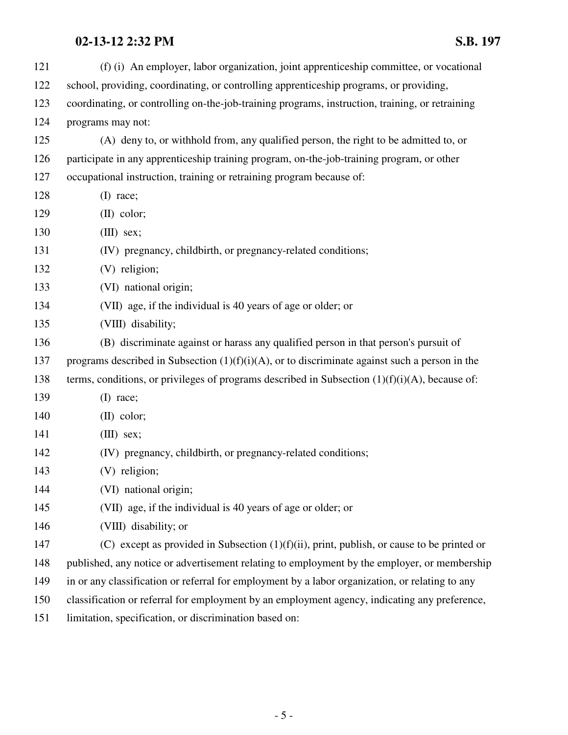121 (f) (i) An employer, labor organization, joint apprenticeship committee, or vocational
122 school, providing, coordinating, or controlling apprenticeship programs, or providing,
123 coordinating, or controlling on-the-job-training programs, instruction, training, or retraining
124 programs may not:

125 (A) deny to, or withhold from, any qualified person, the right to be admitted to, or
126 participate in any apprenticeship training program, on-the-job-training program, or other
127 occupational instruction, training or retraining program because of:

128 (I) race;

129 (II) color;

130 (III) sex;

131 (IV) pregnancy, childbirth, or pregnancy-related conditions;

132 (V) religion;

133 (VI) national origin;

134 (VII) age, if the individual is 40 years of age or older; or

135 (VIII) disability;

136 (B) discriminate against or harass any qualified person in that person's pursuit of
137 programs described in Subsection (1)(f)(i)(A), or to discriminate against such a person in the
138 terms, conditions, or privileges of programs described in Subsection (1)(f)(i)(A), because of:

139 (I) race;

140 (II) color;

141 (III) sex;

142 (IV) pregnancy, childbirth, or pregnancy-related conditions;

143 (V) religion;

144 (VI) national origin;

145 (VII) age, if the individual is 40 years of age or older; or

146 (VIII) disability; or

147 (C) except as provided in Subsection (1)(f)(ii), print, publish, or cause to be printed or
148 published, any notice or advertisement relating to employment by the employer, or membership
149 in or any classification or referral for employment by a labor organization, or relating to any
150 classification or referral for employment by an employment agency, indicating any preference,
151 limitation, specification, or discrimination based on: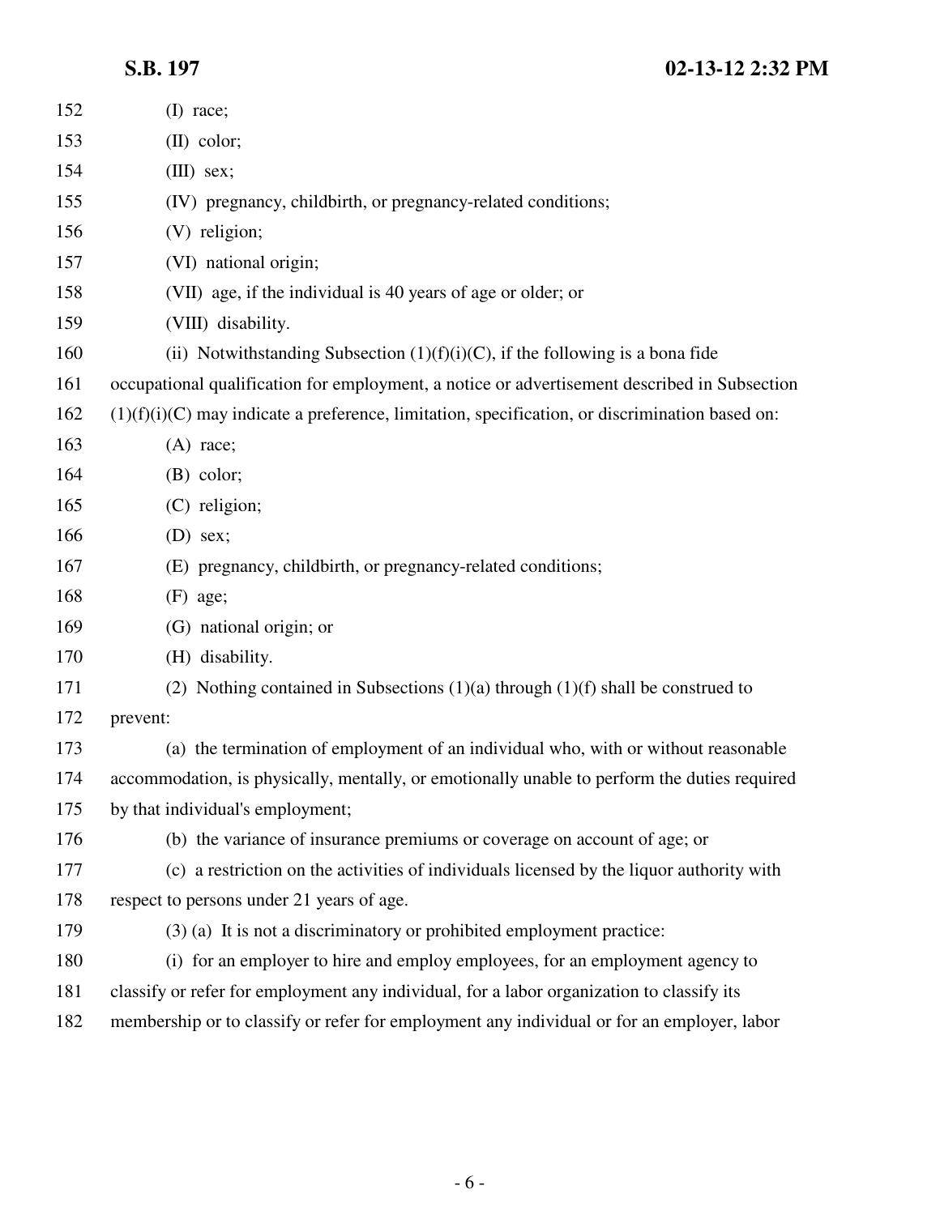(I) race;

(II) color;

(III) sex;

(IV) pregnancy, childbirth, or pregnancy-related conditions;

(V) religion;

(VI) national origin;

(VII) age, if the individual is 40 years of age or older; or

(VIII) disability.

(ii) Notwithstanding Subsection (1)(f)(i)(C), if the following is a bona fide occupational qualification for employment, a notice or advertisement described in Subsection (1)(f)(i)(C) may indicate a preference, limitation, specification, or discrimination based on:

(A) race;

(B) color;

(C) religion;

(D) sex;

(E) pregnancy, childbirth, or pregnancy-related conditions;

(F) age;

(G) national origin; or

(H) disability.

(2) Nothing contained in Subsections (1)(a) through (1)(f) shall be construed to prevent:

(a) the termination of employment of an individual who, with or without reasonable accommodation, is physically, mentally, or emotionally unable to perform the duties required by that individual's employment;

(b) the variance of insurance premiums or coverage on account of age; or

(c) a restriction on the activities of individuals licensed by the liquor authority with respect to persons under 21 years of age.

(3) (a) It is not a discriminatory or prohibited employment practice:

(i) for an employer to hire and employ employees, for an employment agency to classify or refer for employment any individual, for a labor organization to classify its membership or to classify or refer for employment any individual or for an employer, labor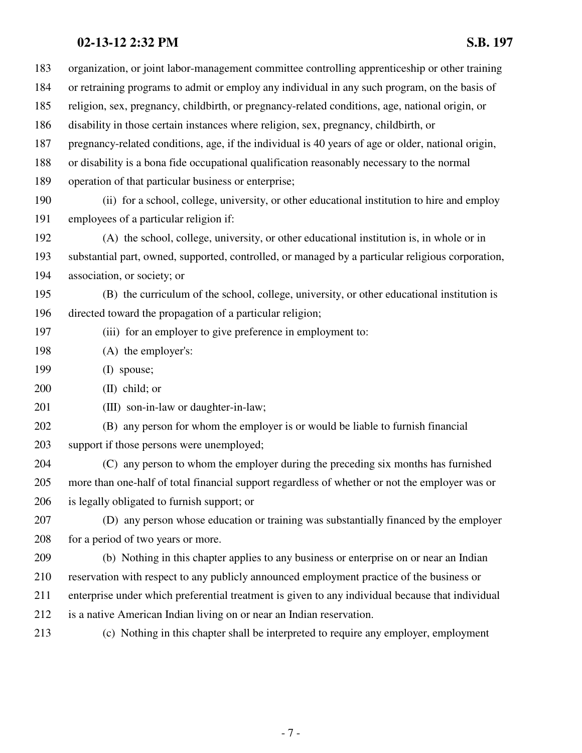organization, or joint labor-management committee controlling apprenticeship or other training or retraining programs to admit or employ any individual in any such program, on the basis of religion, sex, pregnancy, childbirth, or pregnancy-related conditions, age, national origin, or disability in those certain instances where religion, sex, pregnancy, childbirth, or pregnancy-related conditions, age, if the individual is 40 years of age or older, national origin, or disability is a bona fide occupational qualification reasonably necessary to the normal operation of that particular business or enterprise;

(ii) for a school, college, university, or other educational institution to hire and employ employees of a particular religion if:

(A) the school, college, university, or other educational institution is, in whole or in substantial part, owned, supported, controlled, or managed by a particular religious corporation, association, or society; or

(B) the curriculum of the school, college, university, or other educational institution is directed toward the propagation of a particular religion;

(iii) for an employer to give preference in employment to:

(A) the employer's:

(I) spouse;

(II) child; or

(III) son-in-law or daughter-in-law;

(B) any person for whom the employer is or would be liable to furnish financial support if those persons were unemployed;

(C) any person to whom the employer during the preceding six months has furnished more than one-half of total financial support regardless of whether or not the employer was or is legally obligated to furnish support; or

(D) any person whose education or training was substantially financed by the employer for a period of two years or more.

(b) Nothing in this chapter applies to any business or enterprise on or near an Indian reservation with respect to any publicly announced employment practice of the business or enterprise under which preferential treatment is given to any individual because that individual is a native American Indian living on or near an Indian reservation.

(c) Nothing in this chapter shall be interpreted to require any employer, employment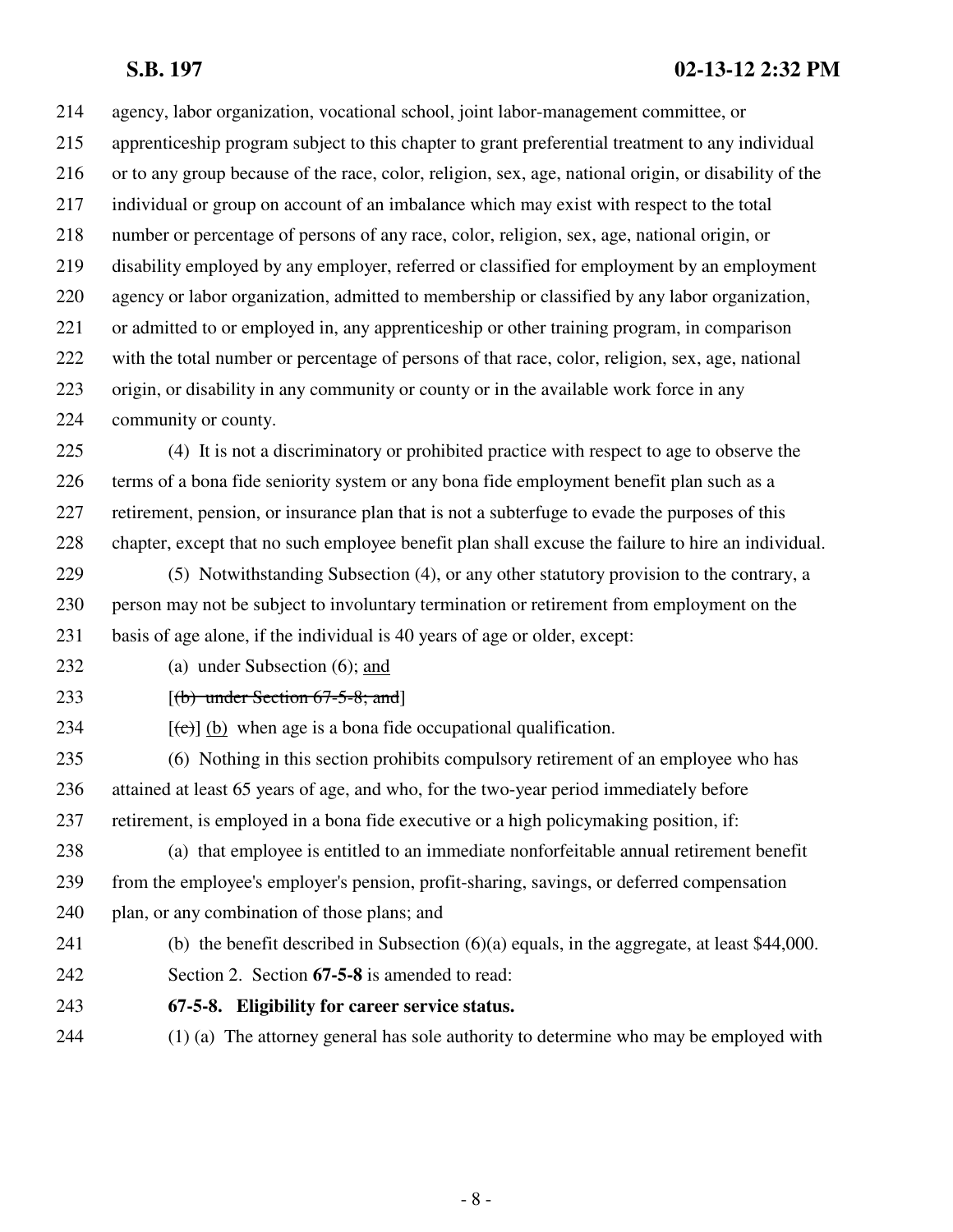214 agency, labor organization, vocational school, joint labor-management committee, or
215 apprenticeship program subject to this chapter to grant preferential treatment to any individual
216 or to any group because of the race, color, religion, sex, age, national origin, or disability of the
217 individual or group on account of an imbalance which may exist with respect to the total
218 number or percentage of persons of any race, color, religion, sex, age, national origin, or
219 disability employed by any employer, referred or classified for employment by an employment
220 agency or labor organization, admitted to membership or classified by any labor organization,
221 or admitted to or employed in, any apprenticeship or other training program, in comparison
222 with the total number or percentage of persons of that race, color, religion, sex, age, national
223 origin, or disability in any community or county or in the available work force in any
224 community or county.

225 (4) It is not a discriminatory or prohibited practice with respect to age to observe the
226 terms of a bona fide seniority system or any bona fide employment benefit plan such as a
227 retirement, pension, or insurance plan that is not a subterfuge to evade the purposes of this
228 chapter, except that no such employee benefit plan shall excuse the failure to hire an individual.

229 (5) Notwithstanding Subsection (4), or any other statutory provision to the contrary, a
230 person may not be subject to involuntary termination or retirement from employment on the
231 basis of age alone, if the individual is 40 years of age or older, except:

232 (a) under Subsection (6); <u>and</u>

233 [~~(b) under Section 67-5-8; and~~]

234 [~~(c)~~] <u>(b)</u> when age is a bona fide occupational qualification.

235 (6) Nothing in this section prohibits compulsory retirement of an employee who has
236 attained at least 65 years of age, and who, for the two-year period immediately before
237 retirement, is employed in a bona fide executive or a high policymaking position, if:

238 (a) that employee is entitled to an immediate nonforfeitable annual retirement benefit
239 from the employee's employer's pension, profit-sharing, savings, or deferred compensation
240 plan, or any combination of those plans; and

241 (b) the benefit described in Subsection (6)(a) equals, in the aggregate, at least $44,000.

242 Section 2. Section **67-5-8** is amended to read:

243 **67-5-8. Eligibility for career service status.**

244 (1) (a) The attorney general has sole authority to determine who may be employed with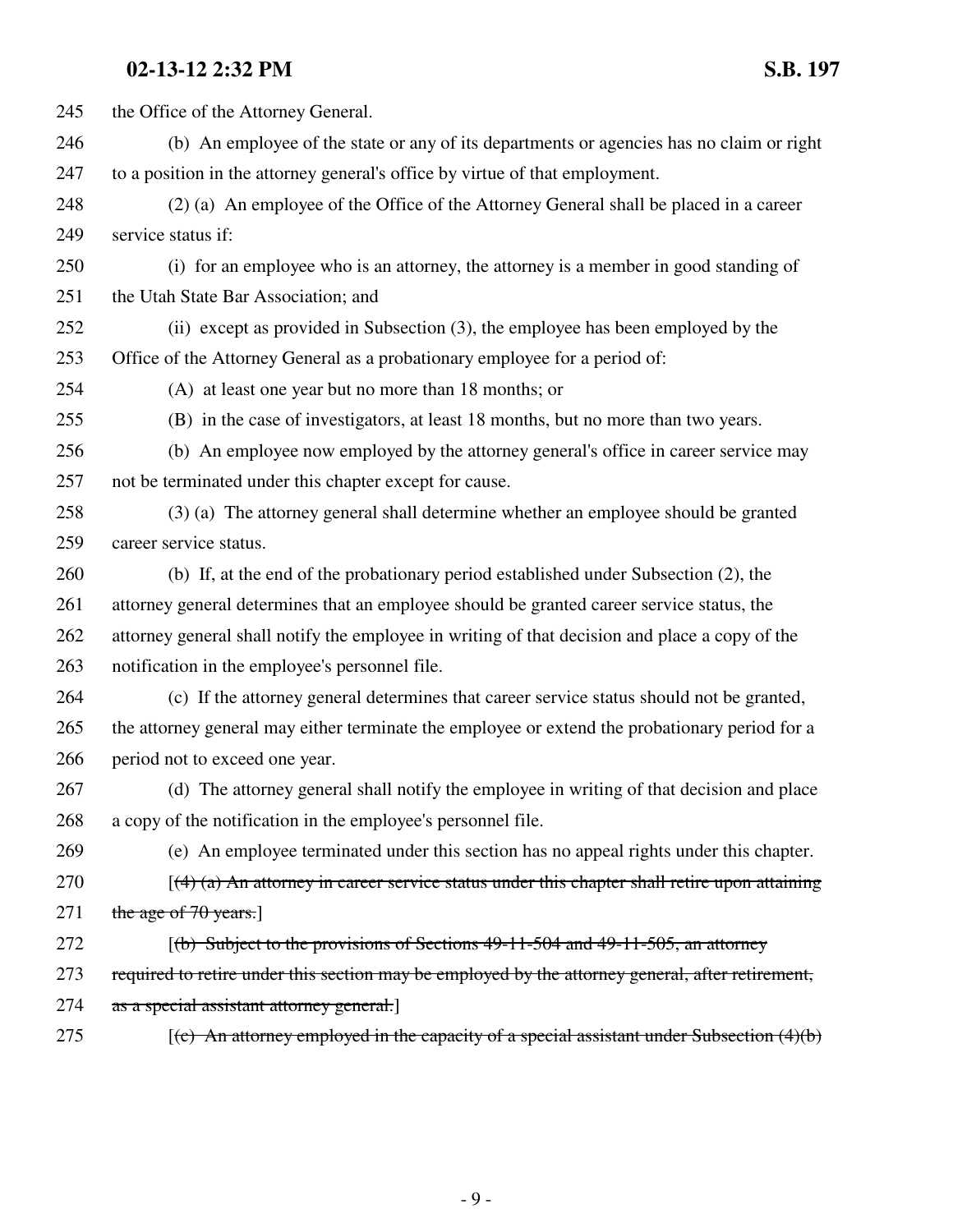245 the Office of the Attorney General.

246 (b) An employee of the state or any of its departments or agencies has no claim or right

247 to a position in the attorney general's office by virtue of that employment.

248 (2) (a) An employee of the Office of the Attorney General shall be placed in a career

249 service status if:

250 (i) for an employee who is an attorney, the attorney is a member in good standing of

251 the Utah State Bar Association; and

252 (ii) except as provided in Subsection (3), the employee has been employed by the

253 Office of the Attorney General as a probationary employee for a period of:

254 (A) at least one year but no more than 18 months; or

255 (B) in the case of investigators, at least 18 months, but no more than two years.

256 (b) An employee now employed by the attorney general's office in career service may

257 not be terminated under this chapter except for cause.

258 (3) (a) The attorney general shall determine whether an employee should be granted

259 career service status.

260 (b) If, at the end of the probationary period established under Subsection (2), the

261 attorney general determines that an employee should be granted career service status, the

262 attorney general shall notify the employee in writing of that decision and place a copy of the

263 notification in the employee's personnel file.

264 (c) If the attorney general determines that career service status should not be granted,

265 the attorney general may either terminate the employee or extend the probationary period for a

266 period not to exceed one year.

267 (d) The attorney general shall notify the employee in writing of that decision and place

268 a copy of the notification in the employee's personnel file.

269 (e) An employee terminated under this section has no appeal rights under this chapter.

270 [~~(4) (a) An attorney in career service status under this chapter shall retire upon attaining~~

271 ~~the age of 70 years.~~]

272 [~~(b) Subject to the provisions of Sections 49-11-504 and 49-11-505, an attorney~~

273 ~~required to retire under this section may be employed by the attorney general, after retirement,~~

274 ~~as a special assistant attorney general.~~]

275 [~~(c) An attorney employed in the capacity of a special assistant under Subsection (4)(b)~~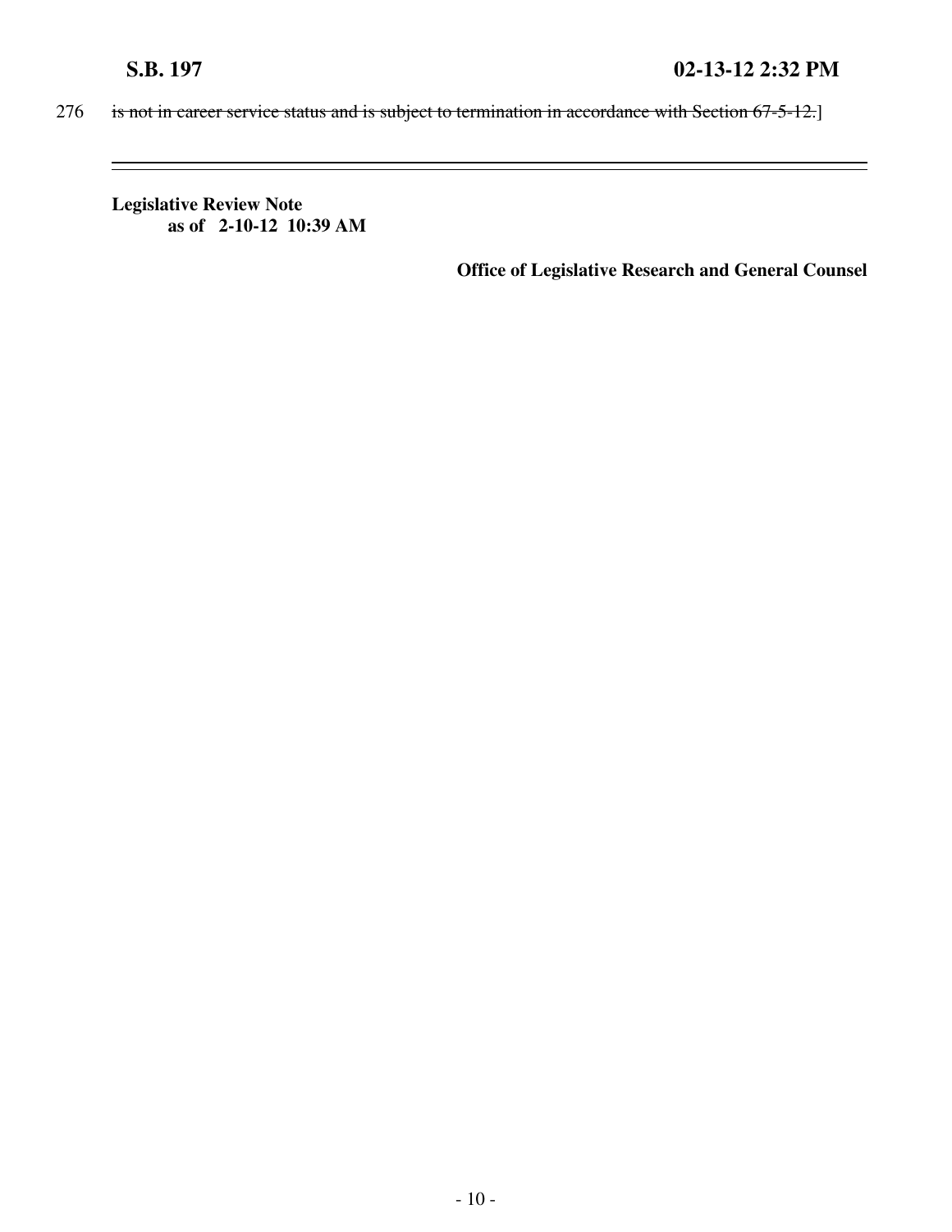276 ~~is not in career service status and is subject to termination in accordance with Section 67-5-12.~~]

---

**Legislative Review Note**
**as of 2-10-12 10:39 AM**

**Office of Legislative Research and General Counsel**